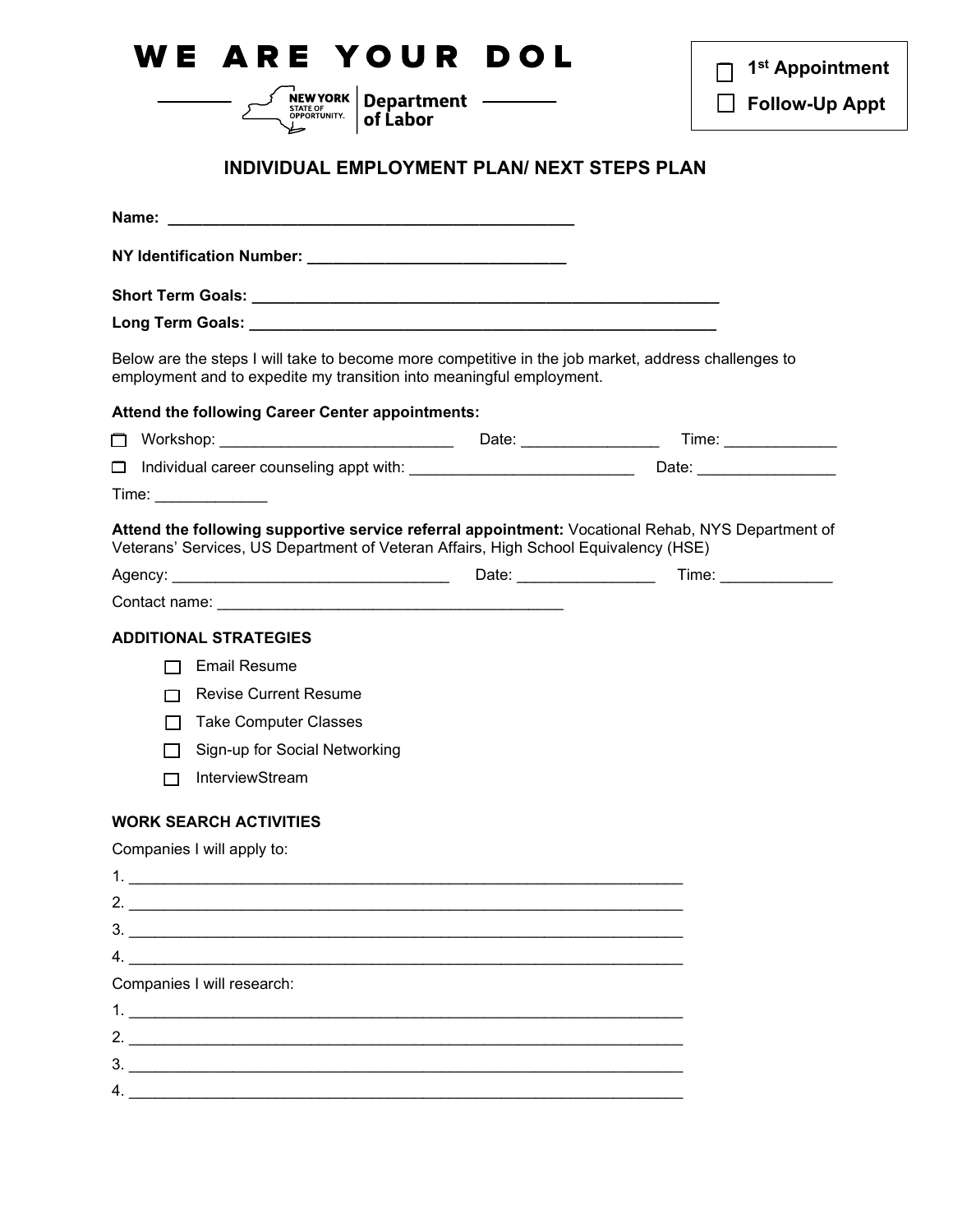WE ARE YOUR DOL

New York State of Opportunity. Department of Labor

☐ 1st Appointment

☐ Follow-Up Appt

## INDIVIDUAL EMPLOYMENT PLAN/ NEXT STEPS PLAN

**Name:** ______________________________________________

**NY Identification Number:** ______________________________

**Short Term Goals:** ________________________________________________________

**Long Term Goals:** ________________________________________________________

Below are the steps I will take to become more competitive in the job market, address challenges to employment and to expedite my transition into meaningful employment.

**Attend the following Career Center appointments:**

☐ Workshop: ____________________________ Date: ________________ Time: _____________

☐ Individual career counseling appt with: __________________________ Date: ________________

Time: _____________

**Attend the following supportive service referral appointment:** Vocational Rehab, NYS Department of Veterans' Services, US Department of Veteran Affairs, High School Equivalency (HSE)

Agency: ________________________________ Date: ________________ Time: _____________

Contact name: ________________________________________

### ADDITIONAL STRATEGIES

- ☐ Email Resume
- ☐ Revise Current Resume
- ☐ Take Computer Classes
- ☐ Sign-up for Social Networking
- ☐ InterviewStream

### WORK SEARCH ACTIVITIES

Companies I will apply to:

1. _________________________________________________________________
2. _________________________________________________________________
3. _________________________________________________________________
4. _________________________________________________________________

Companies I will research:

1. _________________________________________________________________
2. _________________________________________________________________
3. _________________________________________________________________
4. _________________________________________________________________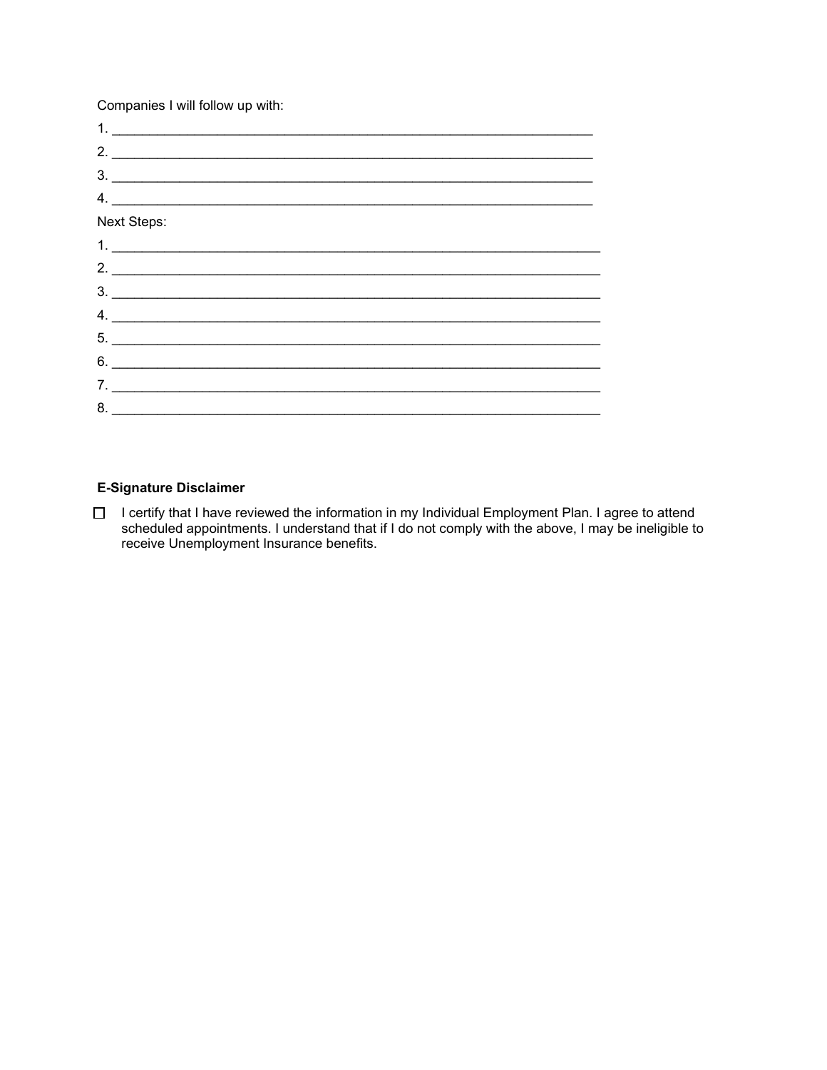Companies I will follow up with:

1. ___________________________________________________________________
2. ___________________________________________________________________
3. ___________________________________________________________________
4. ___________________________________________________________________

Next Steps:

1. ____________________________________________________________________
2. ____________________________________________________________________
3. ____________________________________________________________________
4. ____________________________________________________________________
5. ____________________________________________________________________
6. ____________________________________________________________________
7. ____________________________________________________________________
8. ____________________________________________________________________

**E-Signature Disclaimer**

☐ I certify that I have reviewed the information in my Individual Employment Plan. I agree to attend scheduled appointments. I understand that if I do not comply with the above, I may be ineligible to receive Unemployment Insurance benefits.